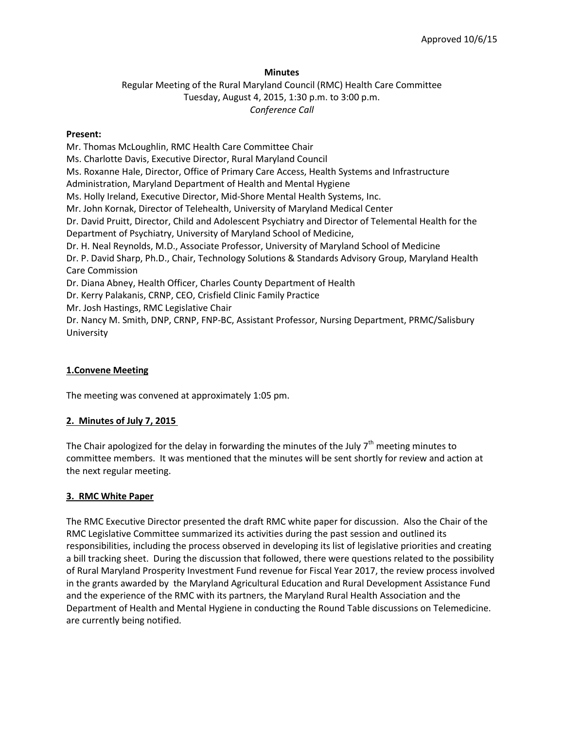Approved 10/6/15

**Minutes**

Regular Meeting of the Rural Maryland Council (RMC) Health Care Committee
Tuesday, August 4, 2015, 1:30 p.m. to 3:00 p.m.
*Conference Call*

**Present:**

Mr. Thomas McLoughlin, RMC Health Care Committee Chair
Ms. Charlotte Davis, Executive Director, Rural Maryland Council
Ms. Roxanne Hale, Director, Office of Primary Care Access, Health Systems and Infrastructure Administration, Maryland Department of Health and Mental Hygiene
Ms. Holly Ireland, Executive Director, Mid-Shore Mental Health Systems, Inc.
Mr. John Kornak, Director of Telehealth, University of Maryland Medical Center
Dr. David Pruitt, Director, Child and Adolescent Psychiatry and Director of Telemental Health for the Department of Psychiatry, University of Maryland School of Medicine,
Dr. H. Neal Reynolds, M.D., Associate Professor, University of Maryland School of Medicine
Dr. P. David Sharp, Ph.D., Chair, Technology Solutions & Standards Advisory Group, Maryland Health Care Commission
Dr. Diana Abney, Health Officer, Charles County Department of Health
Dr. Kerry Palakanis, CRNP, CEO, Crisfield Clinic Family Practice
Mr. Josh Hastings, RMC Legislative Chair
Dr. Nancy M. Smith, DNP, CRNP, FNP-BC, Assistant Professor, Nursing Department, PRMC/Salisbury University

**1.Convene Meeting**

The meeting was convened at approximately 1:05 pm.

**2. Minutes of July 7, 2015**

The Chair apologized for the delay in forwarding the minutes of the July 7th meeting minutes to committee members. It was mentioned that the minutes will be sent shortly for review and action at the next regular meeting.

**3. RMC White Paper**

The RMC Executive Director presented the draft RMC white paper for discussion. Also the Chair of the RMC Legislative Committee summarized its activities during the past session and outlined its responsibilities, including the process observed in developing its list of legislative priorities and creating a bill tracking sheet. During the discussion that followed, there were questions related to the possibility of Rural Maryland Prosperity Investment Fund revenue for Fiscal Year 2017, the review process involved in the grants awarded by the Maryland Agricultural Education and Rural Development Assistance Fund and the experience of the RMC with its partners, the Maryland Rural Health Association and the Department of Health and Mental Hygiene in conducting the Round Table discussions on Telemedicine. are currently being notified.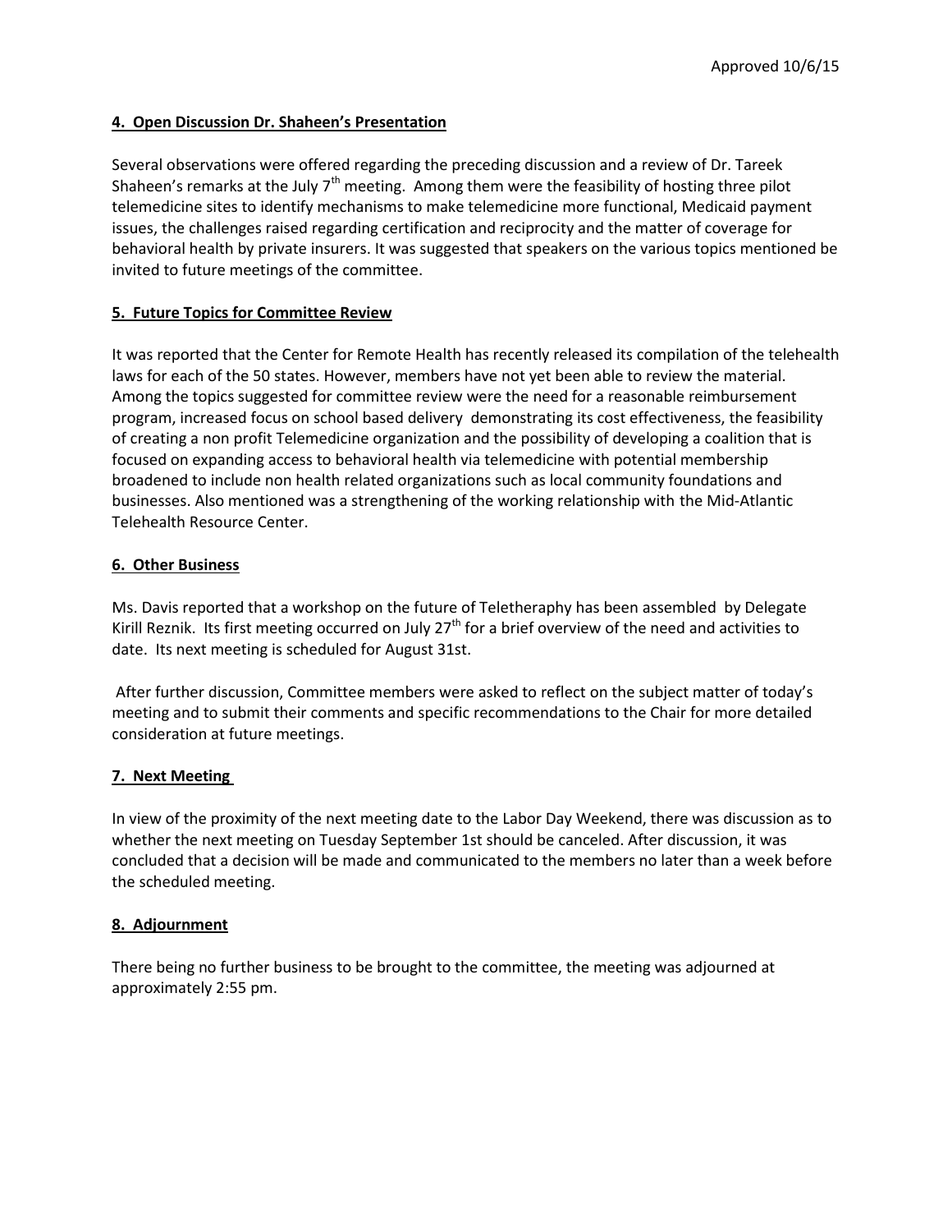Approved 10/6/15

**4. Open Discussion Dr. Shaheen's Presentation**

Several observations were offered regarding the preceding discussion and a review of Dr. Tareek Shaheen's remarks at the July 7th meeting. Among them were the feasibility of hosting three pilot telemedicine sites to identify mechanisms to make telemedicine more functional, Medicaid payment issues, the challenges raised regarding certification and reciprocity and the matter of coverage for behavioral health by private insurers. It was suggested that speakers on the various topics mentioned be invited to future meetings of the committee.

**5. Future Topics for Committee Review**

It was reported that the Center for Remote Health has recently released its compilation of the telehealth laws for each of the 50 states. However, members have not yet been able to review the material. Among the topics suggested for committee review were the need for a reasonable reimbursement program, increased focus on school based delivery demonstrating its cost effectiveness, the feasibility of creating a non profit Telemedicine organization and the possibility of developing a coalition that is focused on expanding access to behavioral health via telemedicine with potential membership broadened to include non health related organizations such as local community foundations and businesses. Also mentioned was a strengthening of the working relationship with the Mid-Atlantic Telehealth Resource Center.

**6. Other Business**

Ms. Davis reported that a workshop on the future of Teletheraphy has been assembled by Delegate Kirill Reznik. Its first meeting occurred on July 27th for a brief overview of the need and activities to date. Its next meeting is scheduled for August 31st.

After further discussion, Committee members were asked to reflect on the subject matter of today's meeting and to submit their comments and specific recommendations to the Chair for more detailed consideration at future meetings.

**7. Next Meeting**

In view of the proximity of the next meeting date to the Labor Day Weekend, there was discussion as to whether the next meeting on Tuesday September 1st should be canceled. After discussion, it was concluded that a decision will be made and communicated to the members no later than a week before the scheduled meeting.

**8. Adjournment**

There being no further business to be brought to the committee, the meeting was adjourned at approximately 2:55 pm.